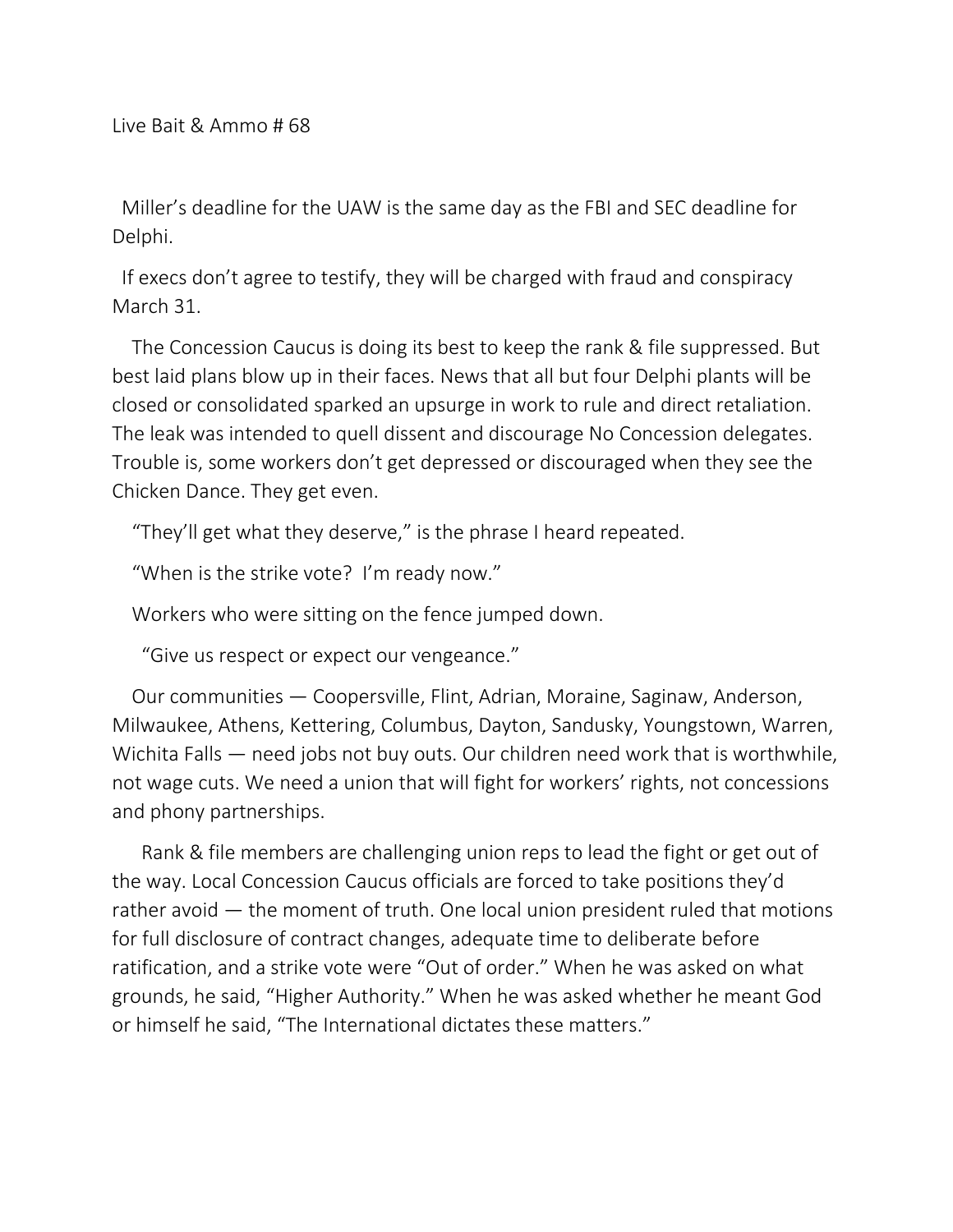Live Bait & Ammo # 68

Miller's deadline for the UAW is the same day as the FBI and SEC deadline for Delphi.

If execs don't agree to testify, they will be charged with fraud and conspiracy March 31.

The Concession Caucus is doing its best to keep the rank & file suppressed. But best laid plans blow up in their faces. News that all but four Delphi plants will be closed or consolidated sparked an upsurge in work to rule and direct retaliation. The leak was intended to quell dissent and discourage No Concession delegates. Trouble is, some workers don't get depressed or discouraged when they see the Chicken Dance. They get even.

"They'll get what they deserve," is the phrase I heard repeated.

"When is the strike vote? I'm ready now."

Workers who were sitting on the fence jumped down.

"Give us respect or expect our vengeance."

Our communities — Coopersville, Flint, Adrian, Moraine, Saginaw, Anderson, Milwaukee, Athens, Kettering, Columbus, Dayton, Sandusky, Youngstown, Warren, Wichita Falls — need jobs not buy outs. Our children need work that is worthwhile, not wage cuts. We need a union that will fight for workers' rights, not concessions and phony partnerships.

Rank & file members are challenging union reps to lead the fight or get out of the way. Local Concession Caucus officials are forced to take positions they'd rather avoid — the moment of truth. One local union president ruled that motions for full disclosure of contract changes, adequate time to deliberate before ratification, and a strike vote were "Out of order." When he was asked on what grounds, he said, "Higher Authority." When he was asked whether he meant God or himself he said, "The International dictates these matters."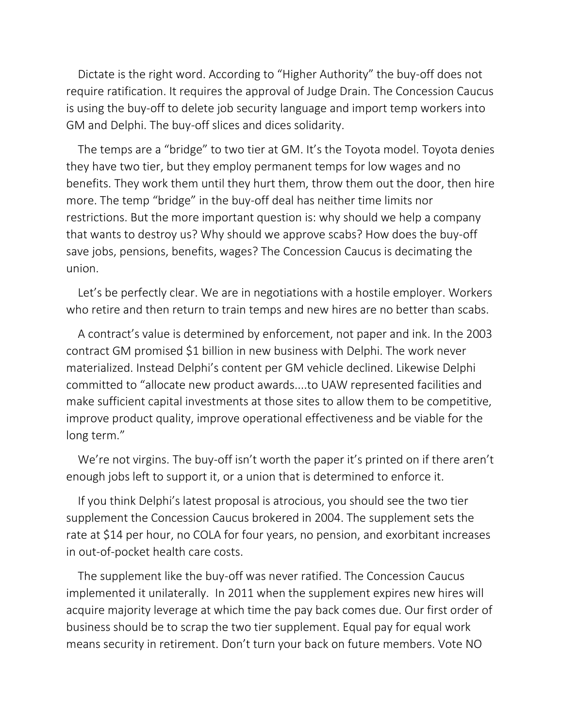Dictate is the right word. According to “Higher Authority” the buy-off does not require ratification. It requires the approval of Judge Drain. The Concession Caucus is using the buy-off to delete job security language and import temp workers into GM and Delphi. The buy-off slices and dices solidarity.

The temps are a “bridge” to two tier at GM. It’s the Toyota model. Toyota denies they have two tier, but they employ permanent temps for low wages and no benefits. They work them until they hurt them, throw them out the door, then hire more. The temp “bridge” in the buy-off deal has neither time limits nor restrictions. But the more important question is: why should we help a company that wants to destroy us? Why should we approve scabs? How does the buy-off save jobs, pensions, benefits, wages? The Concession Caucus is decimating the union.

Let’s be perfectly clear. We are in negotiations with a hostile employer. Workers who retire and then return to train temps and new hires are no better than scabs.

A contract’s value is determined by enforcement, not paper and ink. In the 2003 contract GM promised $1 billion in new business with Delphi. The work never materialized. Instead Delphi’s content per GM vehicle declined. Likewise Delphi committed to “allocate new product awards....to UAW represented facilities and make sufficient capital investments at those sites to allow them to be competitive, improve product quality, improve operational effectiveness and be viable for the long term.”

We’re not virgins. The buy-off isn’t worth the paper it’s printed on if there aren’t enough jobs left to support it, or a union that is determined to enforce it.

If you think Delphi’s latest proposal is atrocious, you should see the two tier supplement the Concession Caucus brokered in 2004. The supplement sets the rate at $14 per hour, no COLA for four years, no pension, and exorbitant increases in out-of-pocket health care costs.

The supplement like the buy-off was never ratified. The Concession Caucus implemented it unilaterally. In 2011 when the supplement expires new hires will acquire majority leverage at which time the pay back comes due. Our first order of business should be to scrap the two tier supplement. Equal pay for equal work means security in retirement. Don’t turn your back on future members. Vote NO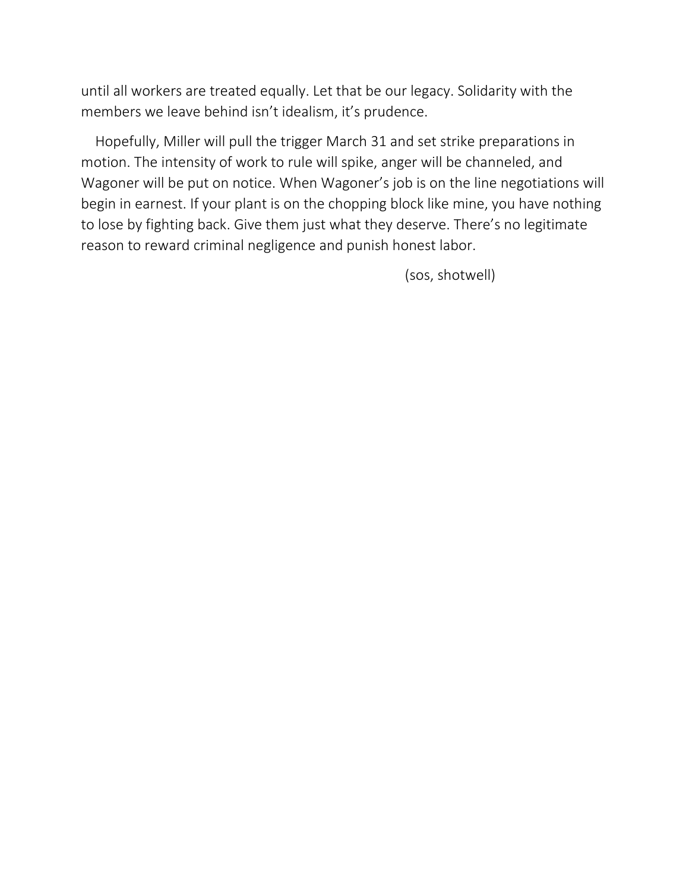until all workers are treated equally. Let that be our legacy. Solidarity with the members we leave behind isn't idealism, it's prudence.

Hopefully, Miller will pull the trigger March 31 and set strike preparations in motion. The intensity of work to rule will spike, anger will be channeled, and Wagoner will be put on notice. When Wagoner's job is on the line negotiations will begin in earnest. If your plant is on the chopping block like mine, you have nothing to lose by fighting back. Give them just what they deserve. There's no legitimate reason to reward criminal negligence and punish honest labor.

(sos, shotwell)